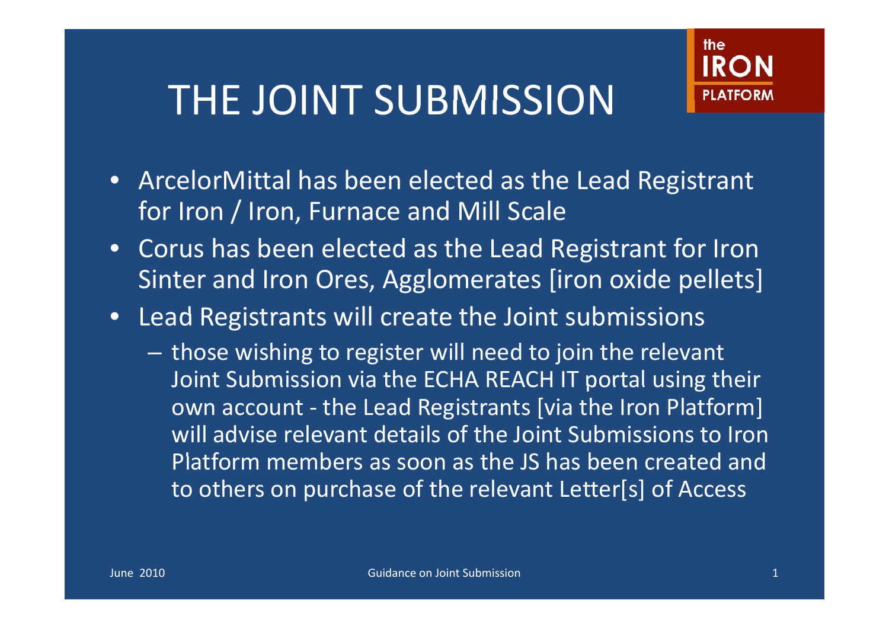# THE JOINT SUBMISSION

- ArcelorMittal has been elected as the Lead Registrant for Iron / Iron, Furnace and Mill Scale
- Corus has been elected as the Lead Registrant for Iron Sinter and Iron Ores, Agglomerates [iron oxide pellets]
- Lead Registrants will create the Joint submissions
  - those wishing to register will need to join the relevant Joint Submission via the ECHA REACH IT portal using their own account - the Lead Registrants [via the Iron Platform] will advise relevant details of the Joint Submissions to Iron Platform members as soon as the JS has been created and to others on purchase of the relevant Letter[s] of Access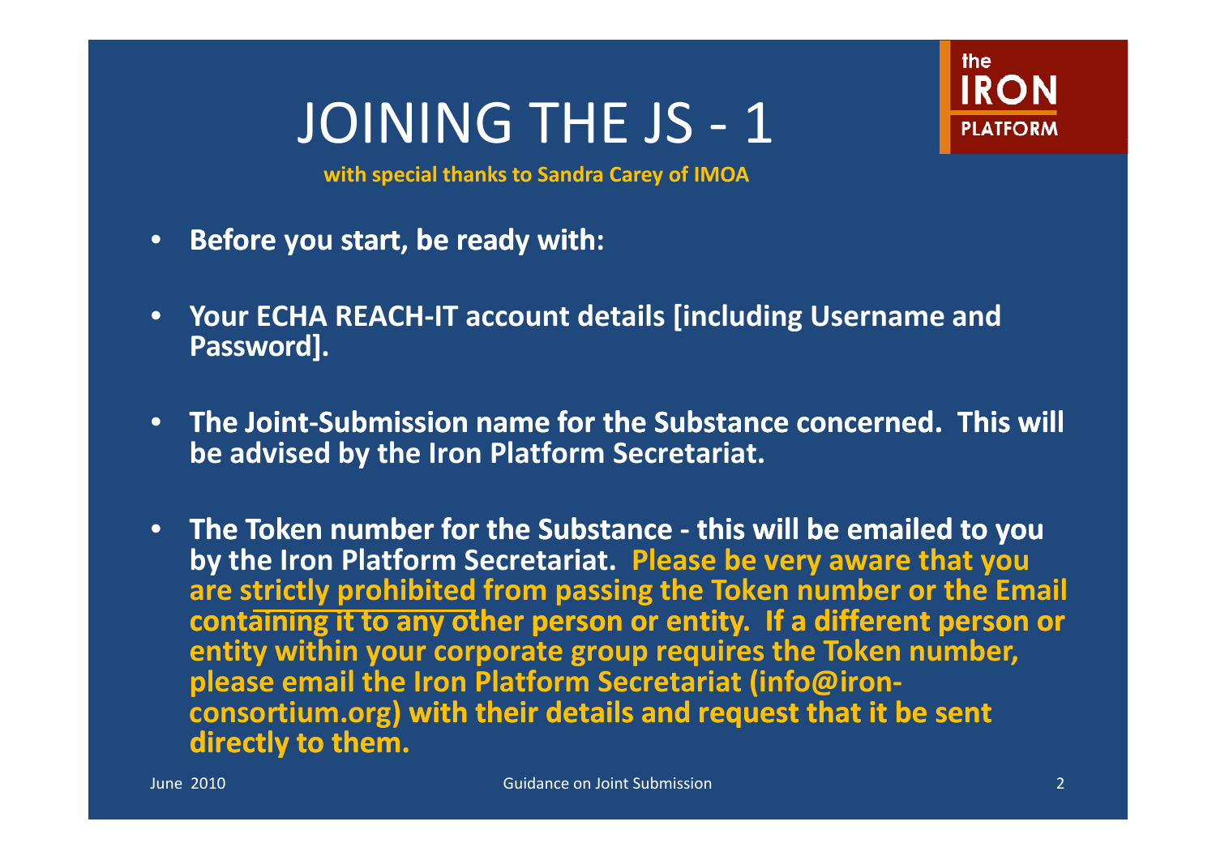# JOINING THE JS - 1

**with special thanks to Sandra Carey of IMOA**

- **Before you start, be ready with:**

- **Your ECHA REACH-IT account details [including Username and Password].**

- **The Joint-Submission name for the Substance concerned. This will be advised by the Iron Platform Secretariat.**

- **The Token number for the Substance - this will be emailed to you by the Iron Platform Secretariat. Please be very aware that you are strictly prohibited from passing the Token number or the Email containing it to any other person or entity. If a different person or entity within your corporate group requires the Token number, please email the Iron Platform Secretariat (info@iron-consortium.org) with their details and request that it be sent directly to them.**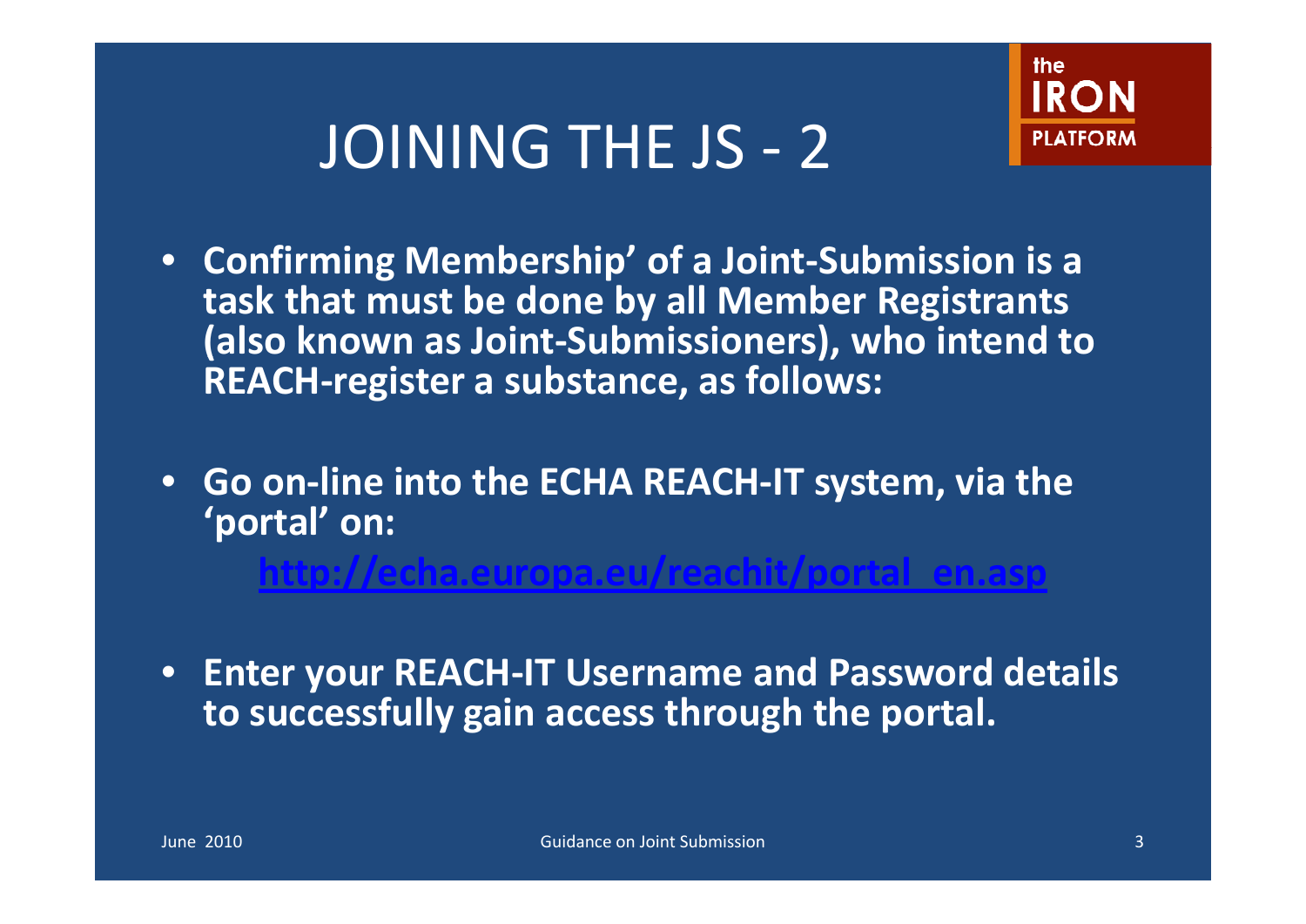# JOINING THE JS - 2

- **Confirming Membership' of a Joint-Submission is a task that must be done by all Member Registrants (also known as Joint-Submissioners), who intend to REACH-register a substance, as follows:**

- **Go on-line into the ECHA REACH-IT system, via the 'portal' on:**

  **[http://echa.europa.eu/reachit/portal_en.asp](http://echa.europa.eu/reachit/portal_en.asp)**

- **Enter your REACH-IT Username and Password details to successfully gain access through the portal.**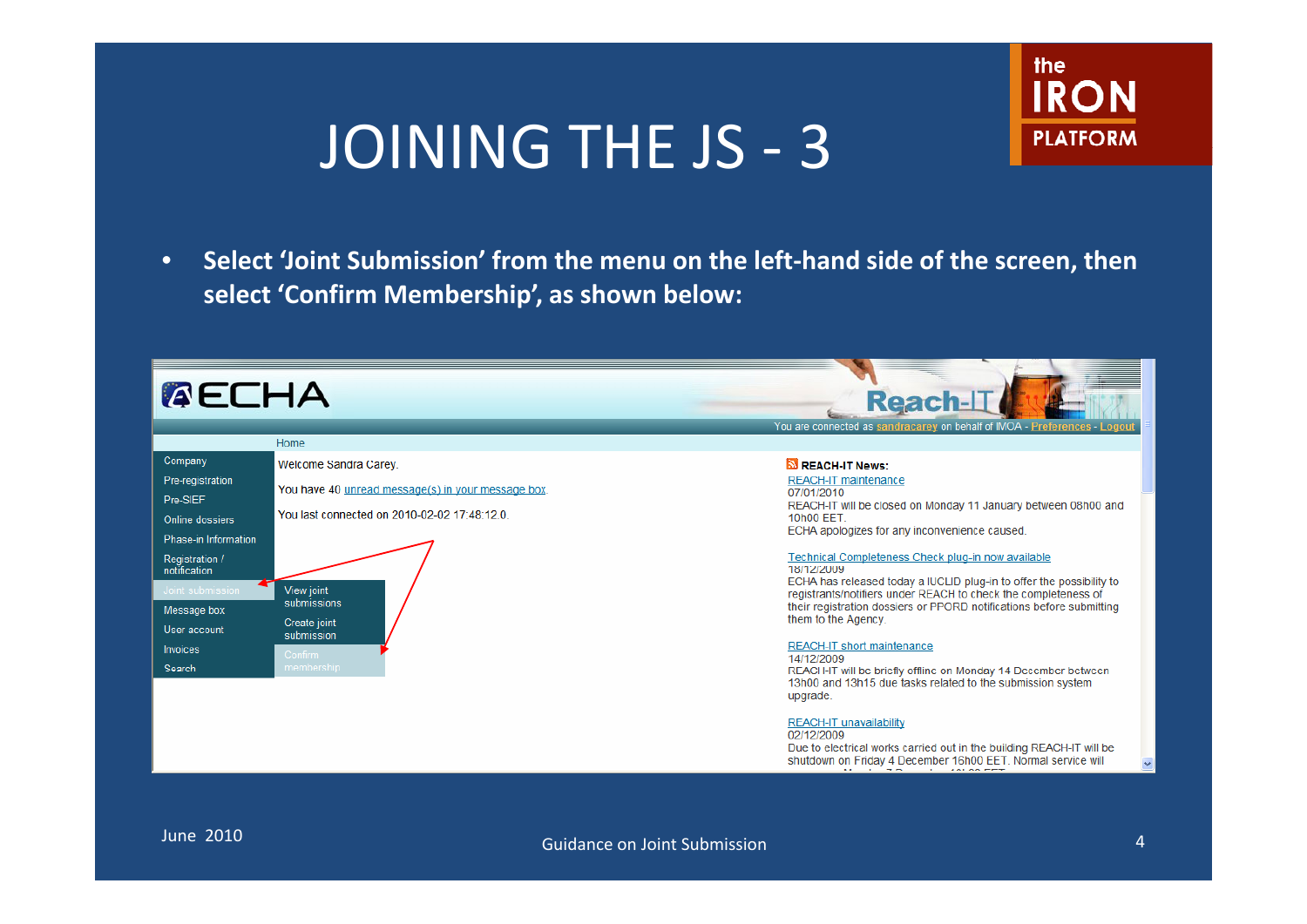# JOINING THE JS - 3

- **Select 'Joint Submission' from the menu on the left-hand side of the screen, then select 'Confirm Membership', as shown below:**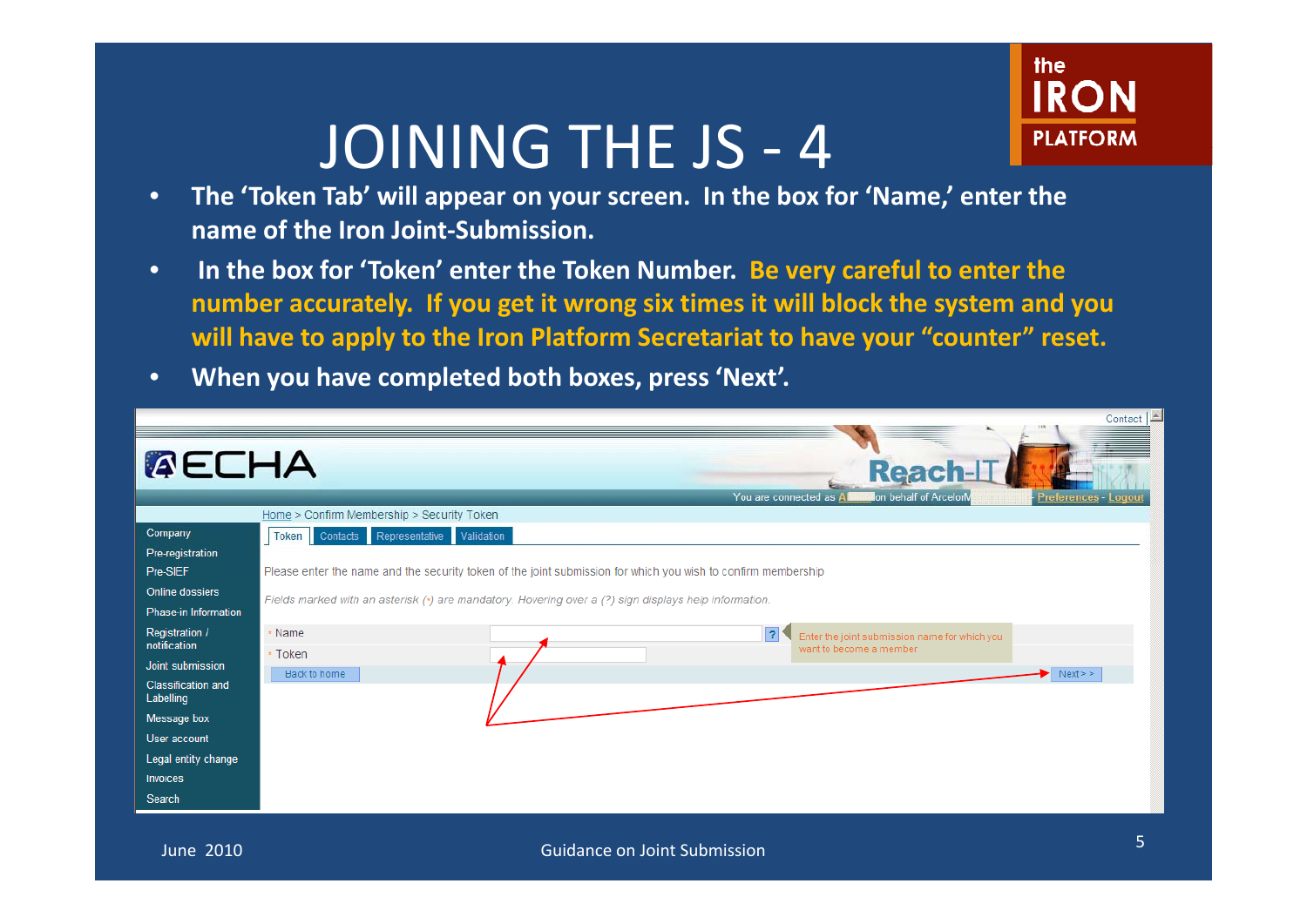# JOINING THE JS - 4

- **The 'Token Tab' will appear on your screen. In the box for 'Name,' enter the name of the Iron Joint-Submission.**
- **In the box for 'Token' enter the Token Number. Be very careful to enter the number accurately. If you get it wrong six times it will block the system and you will have to apply to the Iron Platform Secretariat to have your "counter" reset.**
- **When you have completed both boxes, press 'Next'.**

Home > Confirm Membership > Security Token

Token | Contacts | Representative | Validation

Please enter the name and the security token of the joint submission for which you wish to confirm membership

*Fields marked with an asterisk (*) are mandatory. Hovering over a (?) sign displays help information.*

\* Name

\* Token

Enter the joint submission name for which you want to become a member

Back to home

Next > >

June 2010 — Guidance on Joint Submission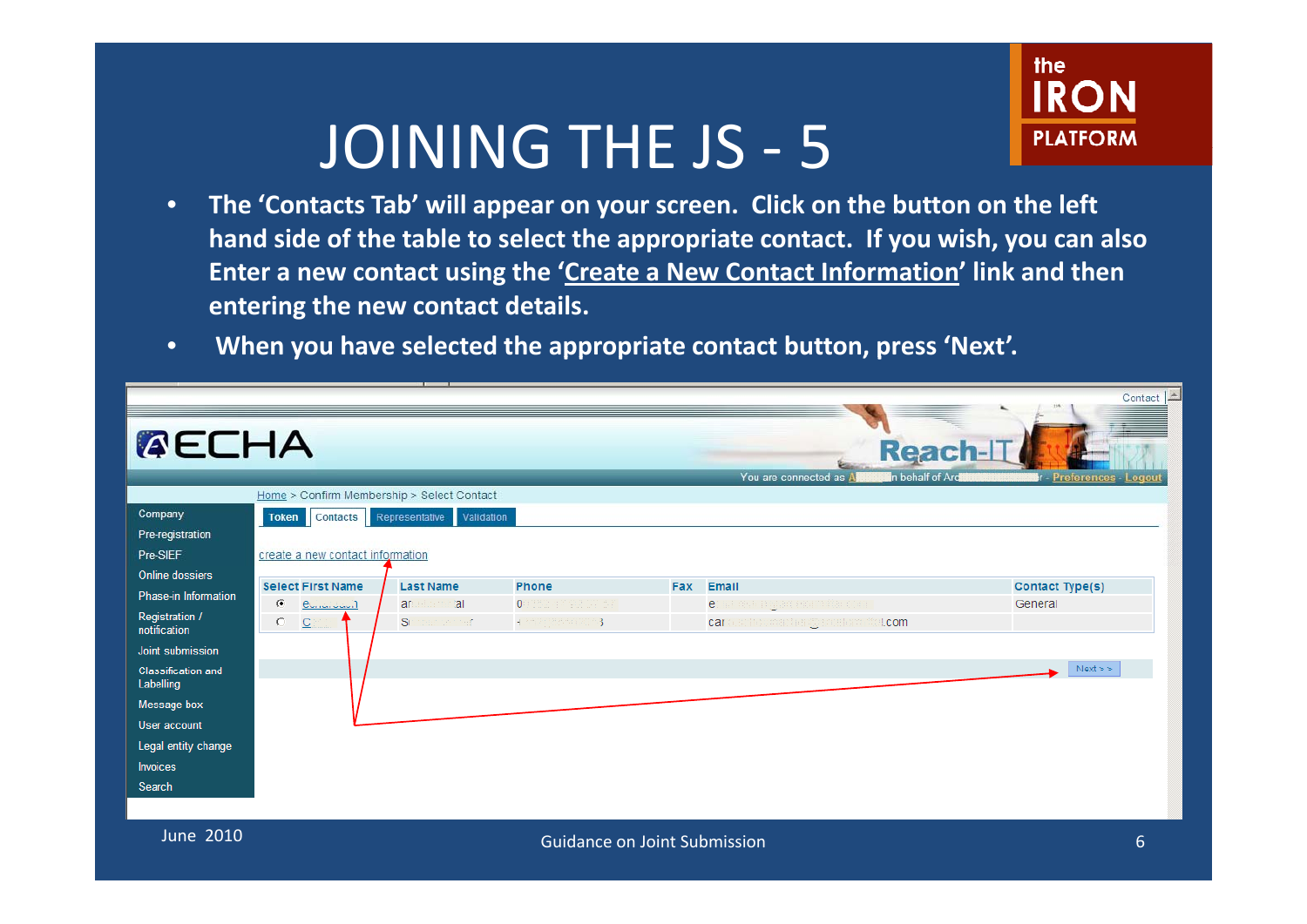# JOINING THE JS - 5

- **The 'Contacts Tab' will appear on your screen. Click on the button on the left hand side of the table to select the appropriate contact. If you wish, you can also Enter a new contact using the 'Create a New Contact Information' link and then entering the new contact details.**
- **When you have selected the appropriate contact button, press 'Next'.**

Home > Confirm Membership > Select Contact

Token | Contacts | Representative | Validation

create a new contact information

| Select | First Name | Last Name | Phone | Fax | Email | Contact Type(s) |
|---|---|---|---|---|---|---|
| ◉ | | | | | | General |
| ○ | | | | | .com | |

Next > >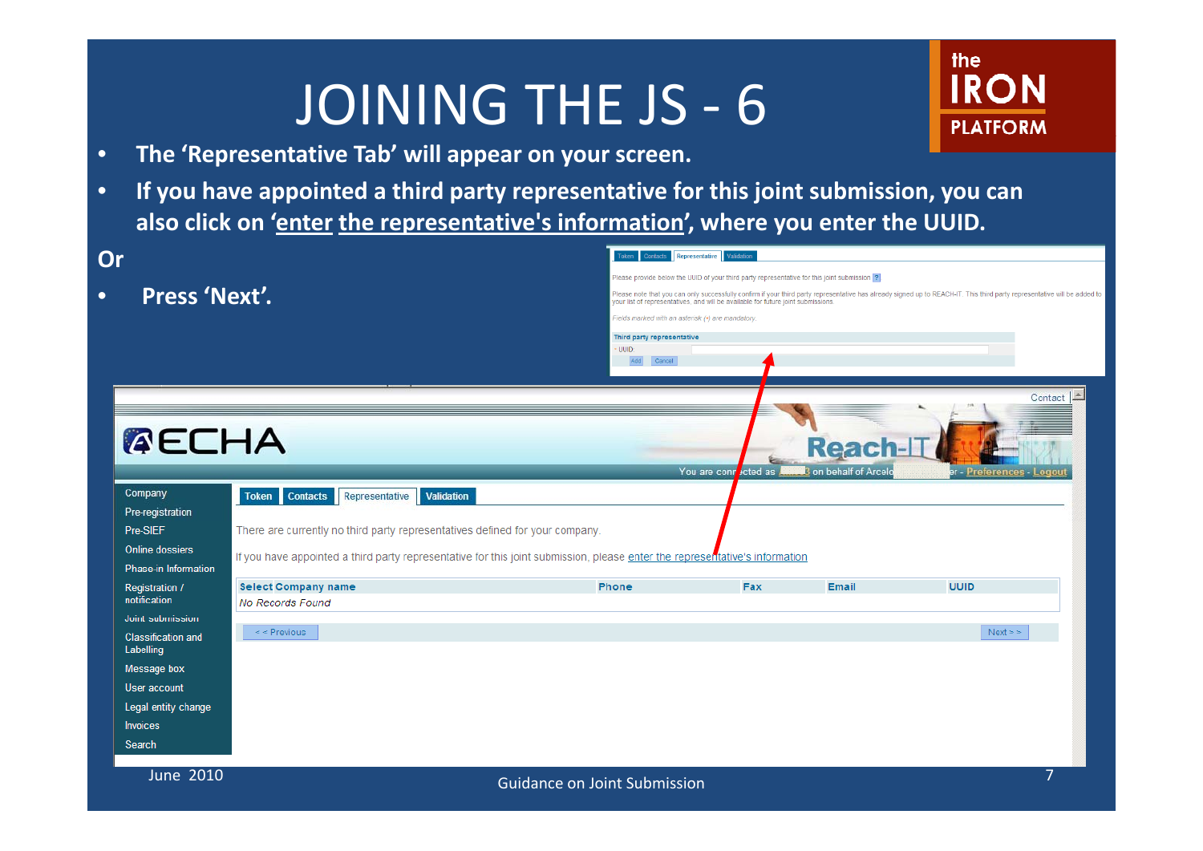# JOINING THE JS - 6

- **The 'Representative Tab' will appear on your screen.**
- **If you have appointed a third party representative for this joint submission, you can also click on '<u>enter the representative's information</u>', where you enter the UUID.**

**Or**

- **Press 'Next'.**

Token | Contacts | Representative | Validation

Please provide below the UUID of your third party representative for this joint submission

Please note that you can only successfully confirm if your third party representative has already signed up to REACH-IT. This third party representative will be added to your list of representatives, and will be available for future joint submissions.

*Fields marked with an asterisk (*) are mandatory.*

**Third party representative**

* UUID:

Add | Cancel

ECHA — Reach-IT

Company
Pre-registration
Pre-SIEF
Online dossiers
Phase-in Information
Registration / notification
Joint submission
Classification and Labelling
Message box
User account
Legal entity change
Invoices
Search

Token | Contacts | Representative | Validation

There are currently no third party representatives defined for your company.

If you have appointed a third party representative for this joint submission, please enter the representative's information

| Select | Company name | Phone | Fax | Email | UUID |
|---|---|---|---|---|---|
| *No Records Found* | | | | | |

<< Previous | Next >>

June 2010 — Guidance on Joint Submission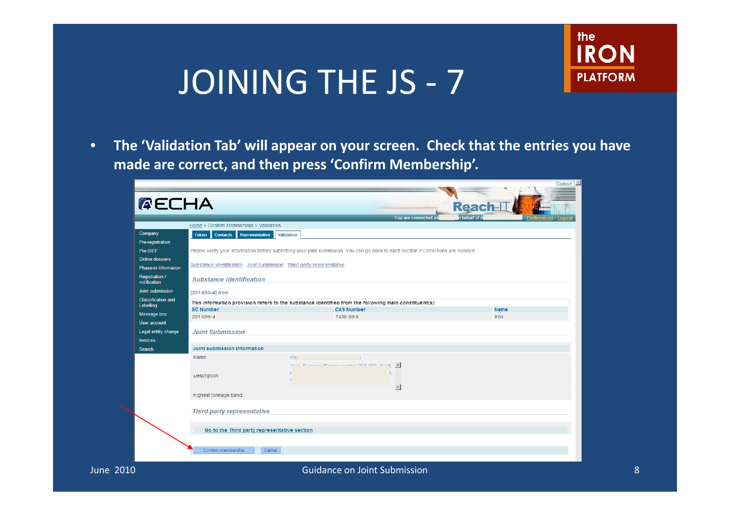# JOINING THE JS - 7

- **The 'Validation Tab' will appear on your screen. Check that the entries you have made are correct, and then press 'Confirm Membership'.**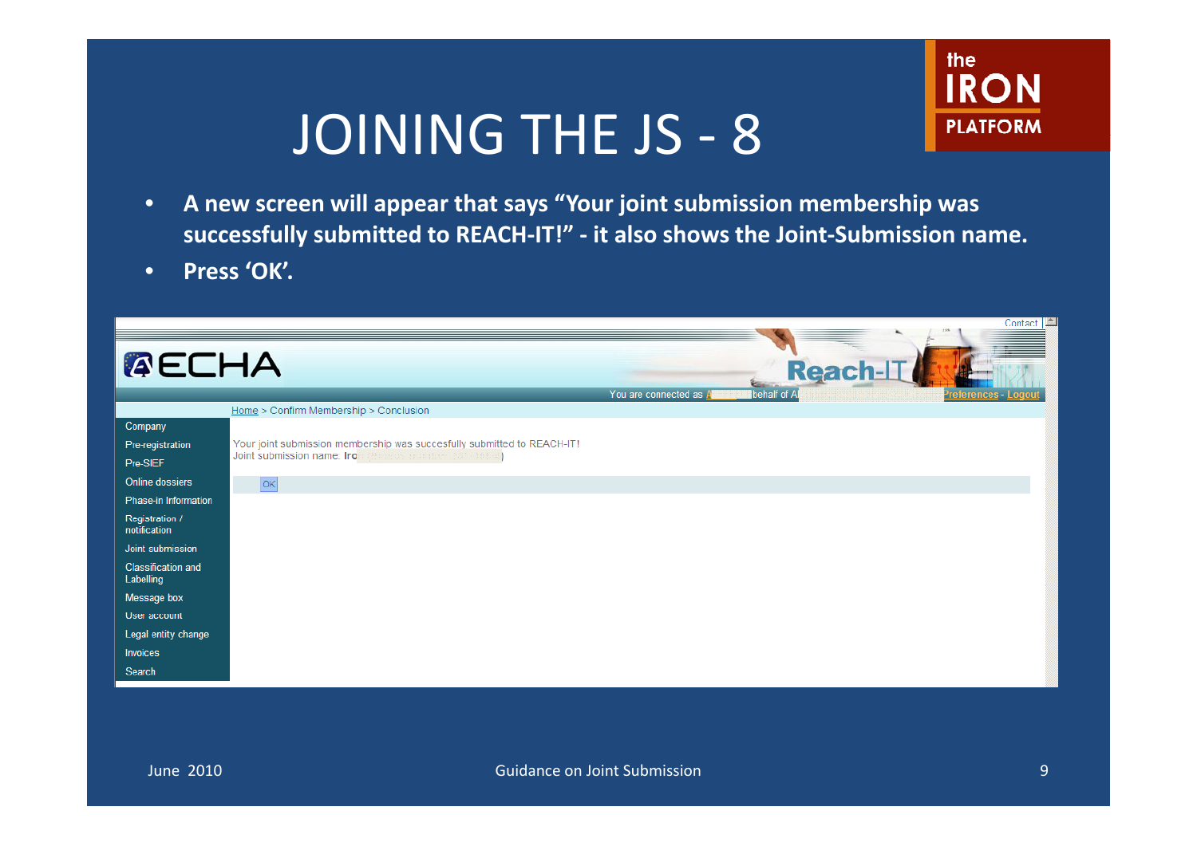# JOINING THE JS - 8

- **A new screen will appear that says "Your joint submission membership was successfully submitted to REACH-IT!" - it also shows the Joint-Submission name.**
- **Press 'OK'.**

Home > Confirm Membership > Conclusion

- Company
- Pre-registration
- Pre-SIEF
- Online dossiers
- Phase-in Information
- Registration / notification
- Joint submission
- Classification and Labelling
- Message box
- User account
- Legal entity change
- Invoices
- Search

Your joint submission membership was succesfully submitted to REACH-IT!
Joint submission name: Iro

OK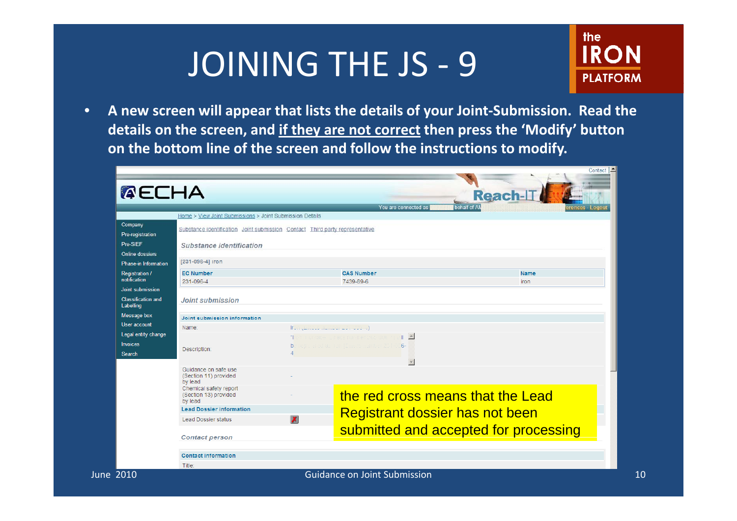# JOINING THE JS - 9

- **A new screen will appear that lists the details of your Joint-Submission. Read the details on the screen, and <u>if they are not correct</u> then press the 'Modify' button on the bottom line of the screen and follow the instructions to modify.**

ECHA Reach-IT

Home > View Joint Submissions > Joint Submission Details

Substance identification | Joint submission | Contact | Third party representative

*Substance identification*

[231-096-4] iron

| EC Number | CAS Number | Name |
|---|---|---|
| 231-096-4 | 7439-89-6 | iron |

*Joint submission*

**Joint submission information**

| | |
|---|---|
| Name: | |
| Description: | |
| Guidance on safe use (Section 11) provided by lead | - |
| Chemical safety report (Section 13) provided by lead | - |

**Lead Dossier information**

| | |
|---|---|
| Lead Dossier status | ✗ |

the red cross means that the Lead Registrant dossier has not been submitted and accepted for processing

*Contact person*

**Contact information**

Title:

June 2010 — Guidance on Joint Submission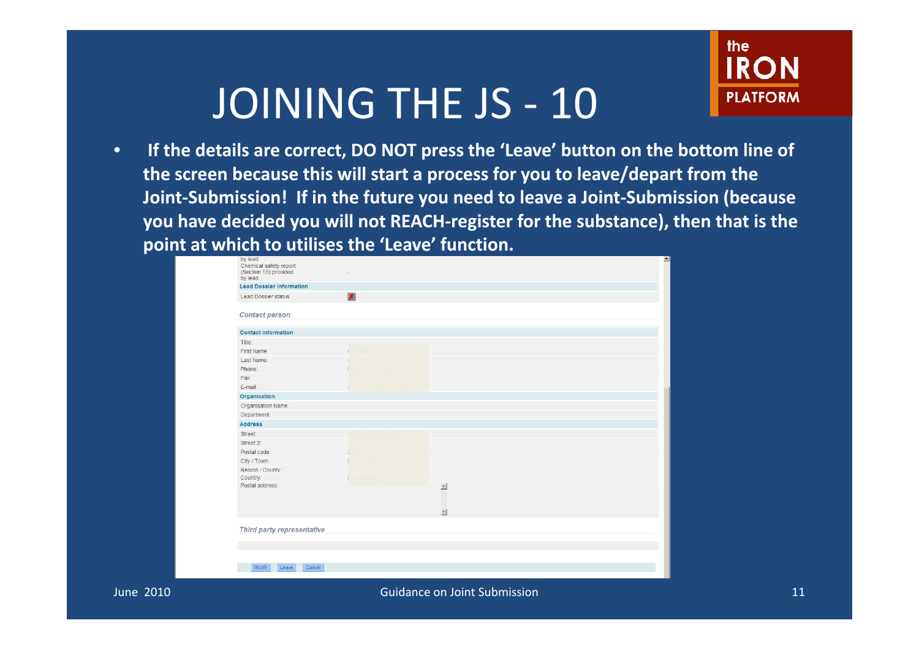# JOINING THE JS - 10

- **If the details are correct, DO NOT press the 'Leave' button on the bottom line of the screen because this will start a process for you to leave/depart from the Joint-Submission! If in the future you need to leave a Joint-Submission (because you have decided you will not REACH-register for the substance), then that is the point at which to utilises the 'Leave' function.**

by lead
Chemical safety report (Section 13) provided by lead -

**Lead Dossier information**

Lead Dossier status

*Contact person*

**Contact information**

Title:
First Name:
Last Name:
Phone:
Fax:
E-mail:

**Organisation**

Organisation Name:
Department:

**Address**

Street:
Street 2:
Postal code:
City / Town:
Region / County:
Country:
Postal address:

*Third party representative*

Modify | Leave | Cancel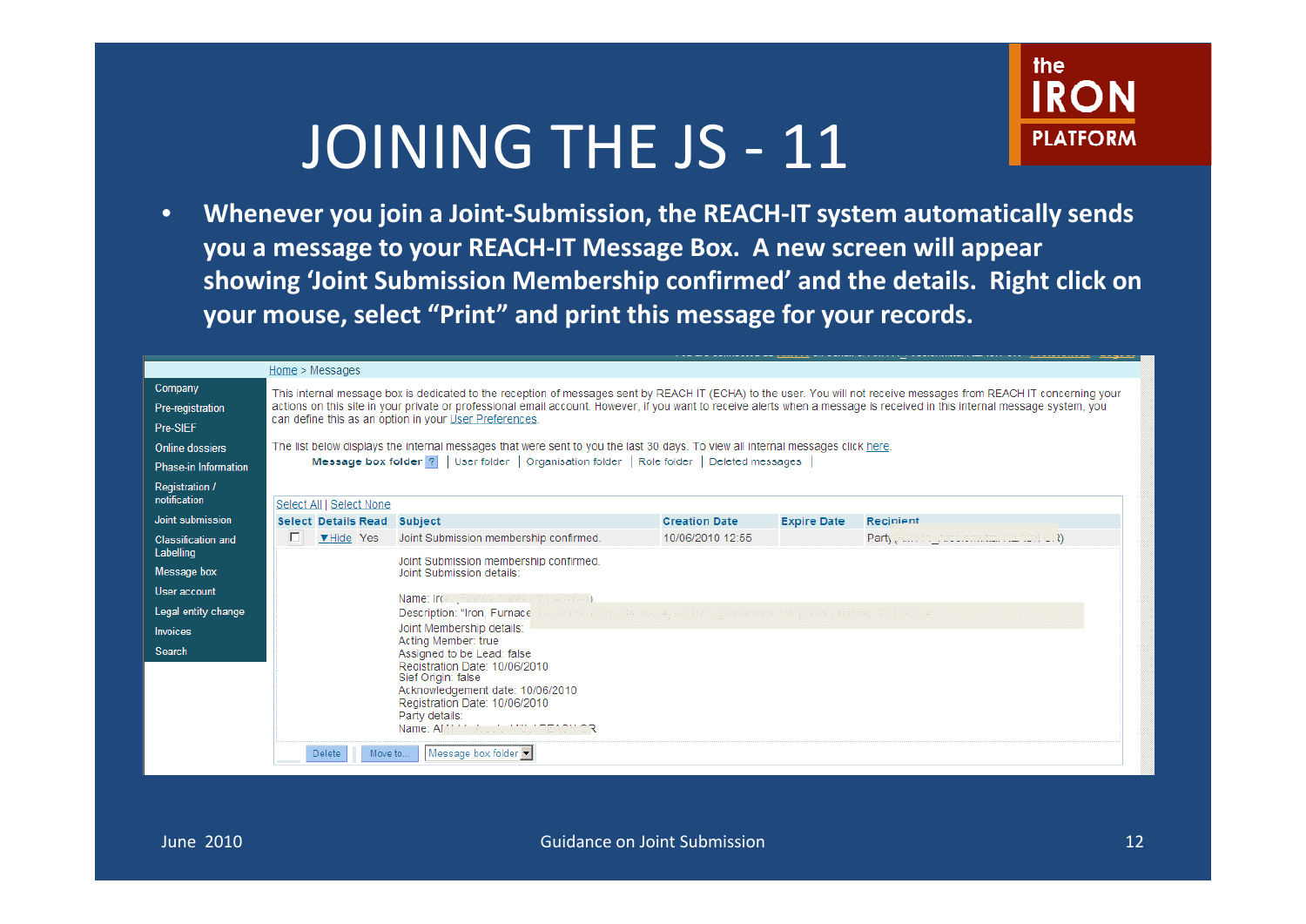# JOINING THE JS - 11

- **Whenever you join a Joint-Submission, the REACH-IT system automatically sends you a message to your REACH-IT Message Box. A new screen will appear showing 'Joint Submission Membership confirmed' and the details. Right click on your mouse, select "Print" and print this message for your records.**

Home > Messages

- Company
- Pre-registration
- Pre-SIEF
- Online dossiers
- Phase-in Information
- Registration / notification
- Joint submission
- Classification and Labelling
- Message box
- User account
- Legal entity change
- Invoices
- Search

This internal message box is dedicated to the reception of messages sent by REACH IT (ECHA) to the user. You will not receive messages from REACH IT concerning your actions on this site in your private or professional email account. However, if you want to receive alerts when a message is received in this internal message system, you can define this as an option in your User Preferences.

The list below displays the internal messages that were sent to you the last 30 days. To view all internal messages click here.

Message box folder | User folder | Organisation folder | Role folder | Deleted messages |

Select All | Select None

| Select | Details | Read | Subject | Creation Date | Expire Date | Recipient |
|---|---|---|---|---|---|---|
| ☐ | ▼Hide | Yes | Joint Submission membership confirmed. | 10/06/2010 12:55 | | Party |

Joint Submission membership confirmed.
Joint Submission details:

Name: Ir
Description: "Iron, Furnace
Joint Membership details:
Acting Member: true
Assigned to be Lead: false
Registration Date: 10/06/2010
Sief Origin: false
Acknowledgement date: 10/06/2010
Registration Date: 10/06/2010
Party details:
Name: A

Delete | Move to... | Message box folder

June 2010 — Guidance on Joint Submission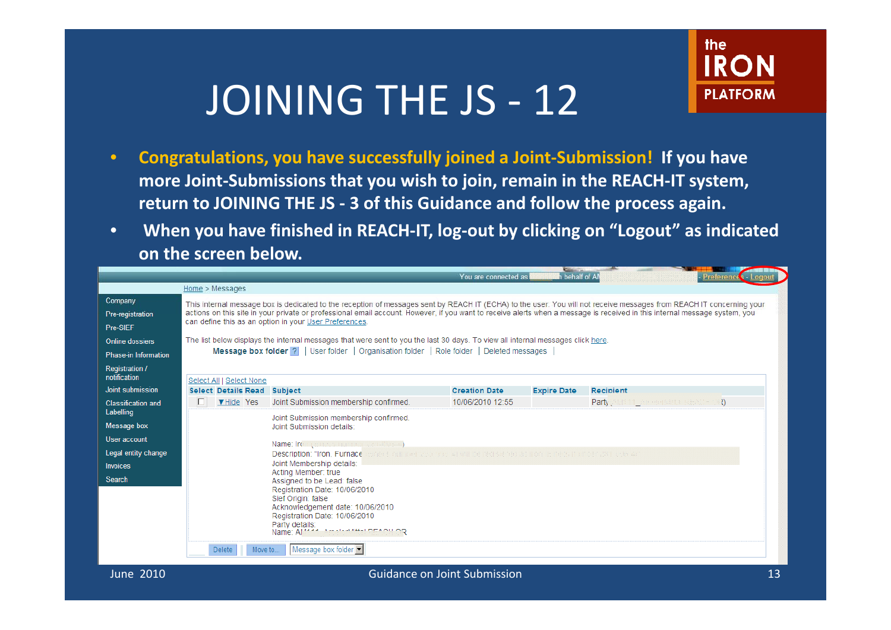# JOINING THE JS - 12

- **Congratulations, you have successfully joined a Joint-Submission! If you have more Joint-Submissions that you wish to join, remain in the REACH-IT system, return to JOINING THE JS - 3 of this Guidance and follow the process again.**
- **When you have finished in REACH-IT, log-out by clicking on "Logout" as indicated on the screen below.**

You are connected as ... behalf of ... - Preferences - Logout

Home > Messages

- Company
- Pre-registration
- Pre-SIEF
- Online dossiers
- Phase-in Information
- Registration / notification
- Joint submission
- Classification and Labelling
- Message box
- User account
- Legal entity change
- Invoices
- Search

This internal message box is dedicated to the reception of messages sent by REACH IT (ECHA) to the user. You will not receive messages from REACH IT concerning your actions on this site in your private or professional email account. However, if you want to receive alerts when a message is received in this internal message system, you can define this as an option in your User Preferences.

The list below displays the internal messages that were sent to you the last 30 days. To view all internal messages click here.

**Message box folder** | User folder | Organisation folder | Role folder | Deleted messages |

Select All | Select None

| Select | Details | Read | Subject | Creation Date | Expire Date | Recipient |
|---|---|---|---|---|---|---|
| ☐ | ▼Hide | Yes | Joint Submission membership confirmed. | 10/06/2010 12:55 | | Party ... |

Joint Submission membership confirmed.
Joint Submission details:

Name: Ir...
Description: "Iron. Furnace ...
Joint Membership details:
Acting Member: true
Assigned to be Lead: false
Registration Date: 10/06/2010
Sief Origin: false
Acknowledgement date: 10/06/2010
Registration Date: 10/06/2010
Party details:
Name: Al...

Delete | Move to... | Message box folder

June 2010 — Guidance on Joint Submission